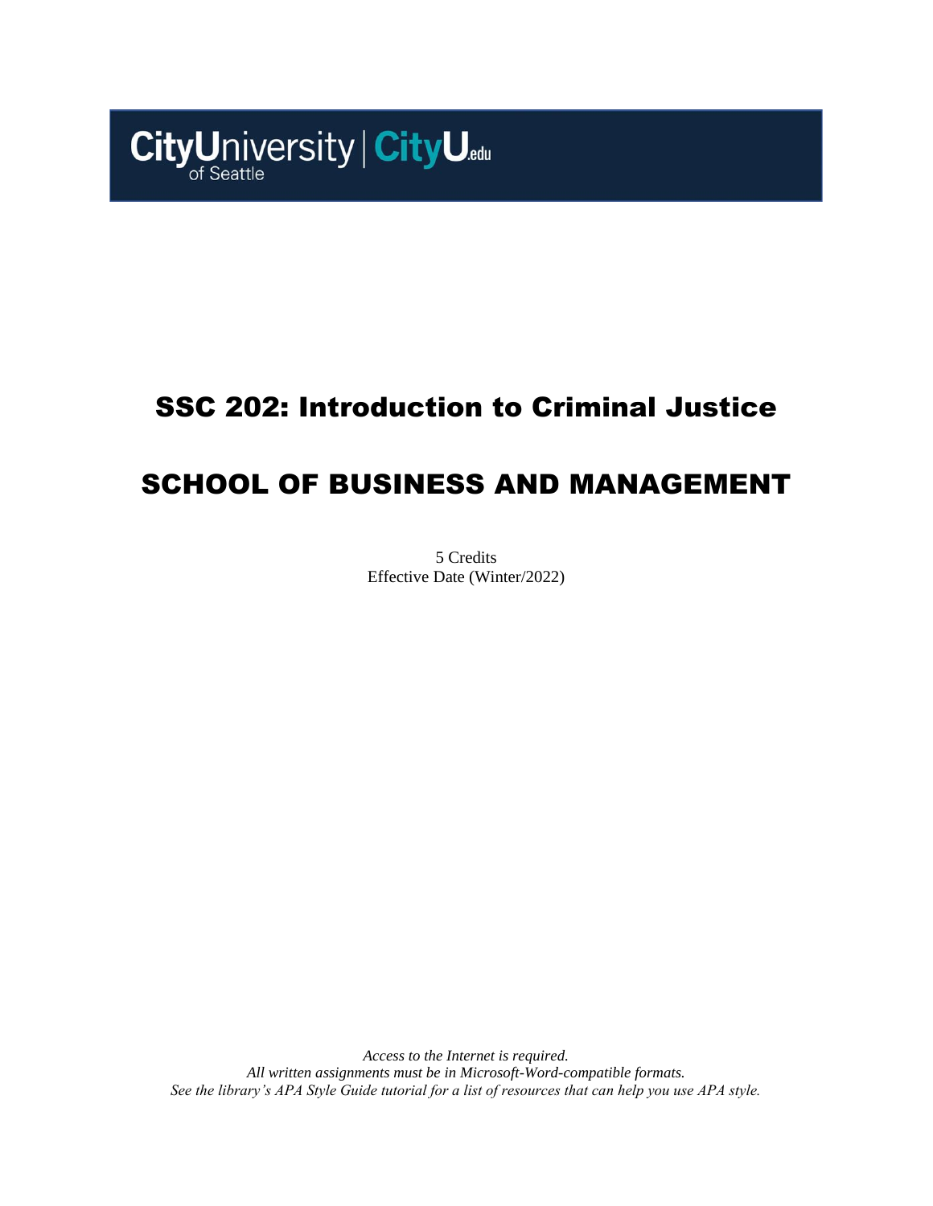CityUniversity of Seattle | CityU.edu

# SSC 202: Introduction to Criminal Justice

# SCHOOL OF BUSINESS AND MANAGEMENT

5 Credits
Effective Date (Winter/2022)

*Access to the Internet is required.*
*All written assignments must be in Microsoft-Word-compatible formats.*
*See the library's APA Style Guide tutorial for a list of resources that can help you use APA style.*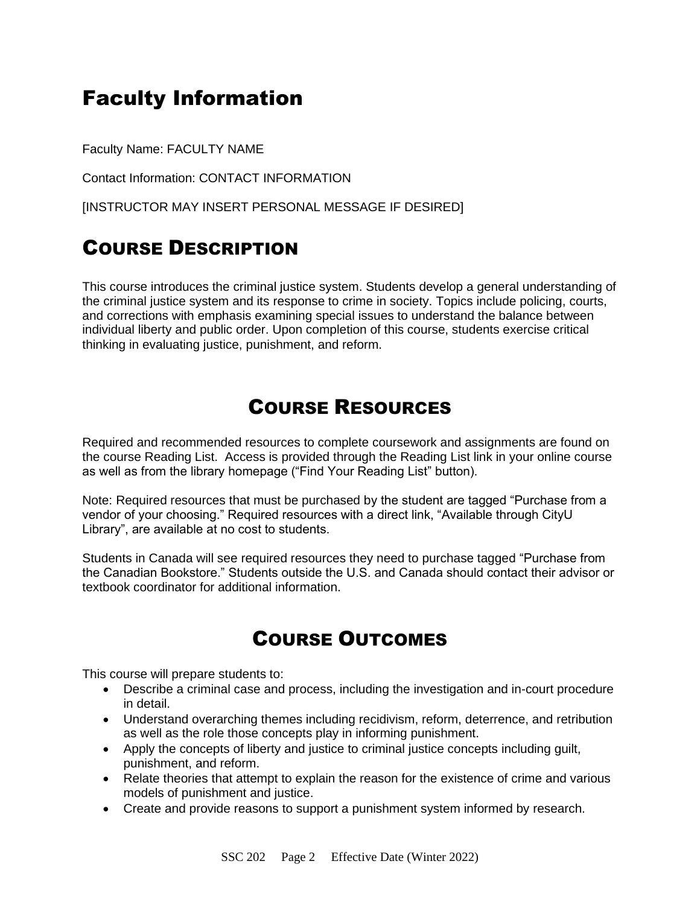# Faculty Information

Faculty Name: FACULTY NAME

Contact Information: CONTACT INFORMATION

[INSTRUCTOR MAY INSERT PERSONAL MESSAGE IF DESIRED]

## Course Description

This course introduces the criminal justice system. Students develop a general understanding of the criminal justice system and its response to crime in society. Topics include policing, courts, and corrections with emphasis examining special issues to understand the balance between individual liberty and public order. Upon completion of this course, students exercise critical thinking in evaluating justice, punishment, and reform.

## Course Resources

Required and recommended resources to complete coursework and assignments are found on the course Reading List. Access is provided through the Reading List link in your online course as well as from the library homepage ("Find Your Reading List" button).

Note: Required resources that must be purchased by the student are tagged "Purchase from a vendor of your choosing." Required resources with a direct link, "Available through CityU Library", are available at no cost to students.

Students in Canada will see required resources they need to purchase tagged "Purchase from the Canadian Bookstore." Students outside the U.S. and Canada should contact their advisor or textbook coordinator for additional information.

## Course Outcomes

This course will prepare students to:

- Describe a criminal case and process, including the investigation and in-court procedure in detail.
- Understand overarching themes including recidivism, reform, deterrence, and retribution as well as the role those concepts play in informing punishment.
- Apply the concepts of liberty and justice to criminal justice concepts including guilt, punishment, and reform.
- Relate theories that attempt to explain the reason for the existence of crime and various models of punishment and justice.
- Create and provide reasons to support a punishment system informed by research.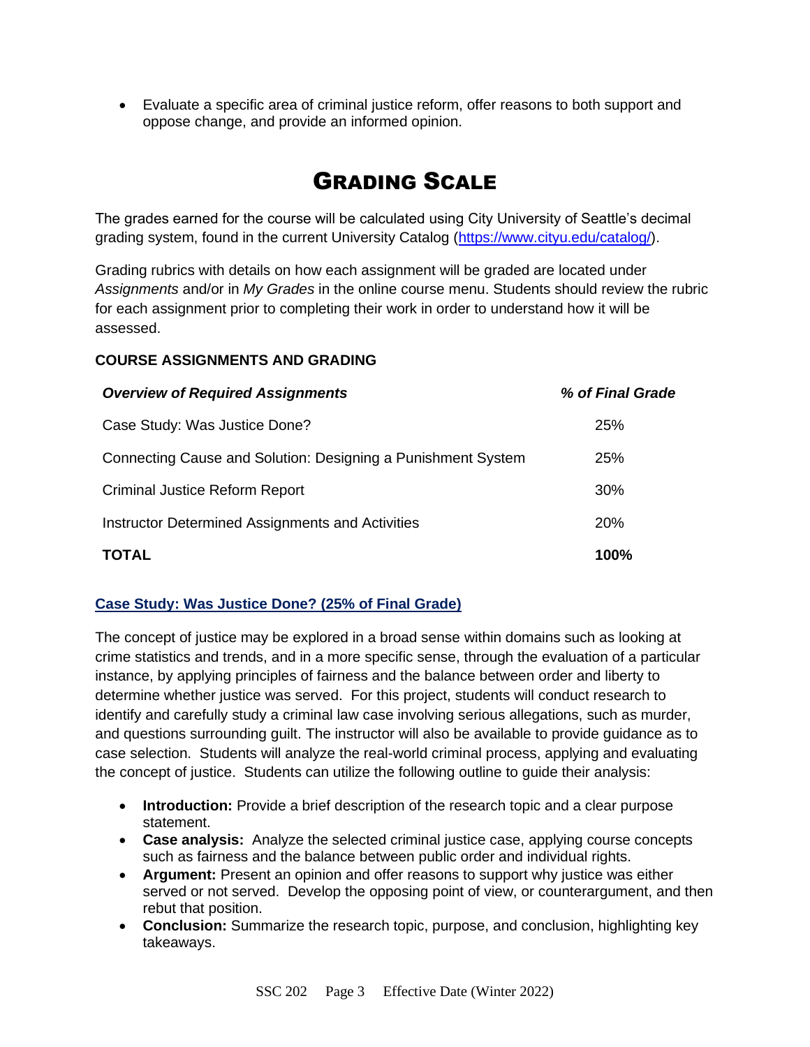- Evaluate a specific area of criminal justice reform, offer reasons to both support and oppose change, and provide an informed opinion.

# Grading Scale

The grades earned for the course will be calculated using City University of Seattle's decimal grading system, found in the current University Catalog (https://www.cityu.edu/catalog/).

Grading rubrics with details on how each assignment will be graded are located under *Assignments* and/or in *My Grades* in the online course menu. Students should review the rubric for each assignment prior to completing their work in order to understand how it will be assessed.

### COURSE ASSIGNMENTS AND GRADING

| *Overview of Required Assignments* | *% of Final Grade* |
|---|---|
| Case Study: Was Justice Done? | 25% |
| Connecting Cause and Solution: Designing a Punishment System | 25% |
| Criminal Justice Reform Report | 30% |
| Instructor Determined Assignments and Activities | 20% |
| **TOTAL** | **100%** |

### Case Study: Was Justice Done? (25% of Final Grade)

The concept of justice may be explored in a broad sense within domains such as looking at crime statistics and trends, and in a more specific sense, through the evaluation of a particular instance, by applying principles of fairness and the balance between order and liberty to determine whether justice was served. For this project, students will conduct research to identify and carefully study a criminal law case involving serious allegations, such as murder, and questions surrounding guilt. The instructor will also be available to provide guidance as to case selection. Students will analyze the real-world criminal process, applying and evaluating the concept of justice. Students can utilize the following outline to guide their analysis:

- **Introduction:** Provide a brief description of the research topic and a clear purpose statement.
- **Case analysis:** Analyze the selected criminal justice case, applying course concepts such as fairness and the balance between public order and individual rights.
- **Argument:** Present an opinion and offer reasons to support why justice was either served or not served. Develop the opposing point of view, or counterargument, and then rebut that position.
- **Conclusion:** Summarize the research topic, purpose, and conclusion, highlighting key takeaways.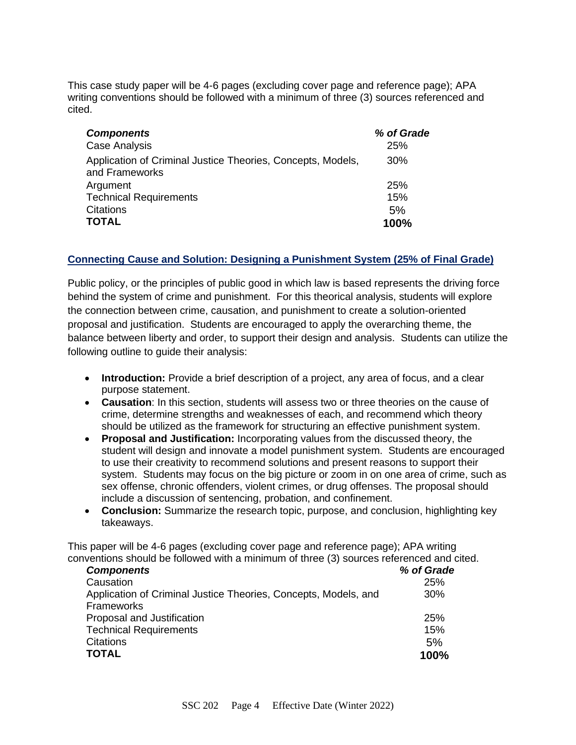This case study paper will be 4-6 pages (excluding cover page and reference page); APA writing conventions should be followed with a minimum of three (3) sources referenced and cited.

| ***Components*** | ***% of Grade*** |
| --- | --- |
| Case Analysis | 25% |
| Application of Criminal Justice Theories, Concepts, Models, and Frameworks | 30% |
| Argument | 25% |
| Technical Requirements | 15% |
| Citations | 5% |
| **TOTAL** | **100%** |

## Connecting Cause and Solution: Designing a Punishment System (25% of Final Grade)

Public policy, or the principles of public good in which law is based represents the driving force behind the system of crime and punishment. For this theorical analysis, students will explore the connection between crime, causation, and punishment to create a solution-oriented proposal and justification. Students are encouraged to apply the overarching theme, the balance between liberty and order, to support their design and analysis. Students can utilize the following outline to guide their analysis:

- **Introduction:** Provide a brief description of a project, any area of focus, and a clear purpose statement.
- **Causation**: In this section, students will assess two or three theories on the cause of crime, determine strengths and weaknesses of each, and recommend which theory should be utilized as the framework for structuring an effective punishment system.
- **Proposal and Justification:** Incorporating values from the discussed theory, the student will design and innovate a model punishment system. Students are encouraged to use their creativity to recommend solutions and present reasons to support their system. Students may focus on the big picture or zoom in on one area of crime, such as sex offense, chronic offenders, violent crimes, or drug offenses. The proposal should include a discussion of sentencing, probation, and confinement.
- **Conclusion:** Summarize the research topic, purpose, and conclusion, highlighting key takeaways.

This paper will be 4-6 pages (excluding cover page and reference page); APA writing conventions should be followed with a minimum of three (3) sources referenced and cited.

| ***Components*** | ***% of Grade*** |
| --- | --- |
| Causation | 25% |
| Application of Criminal Justice Theories, Concepts, Models, and Frameworks | 30% |
| Proposal and Justification | 25% |
| Technical Requirements | 15% |
| Citations | 5% |
| **TOTAL** | **100%** |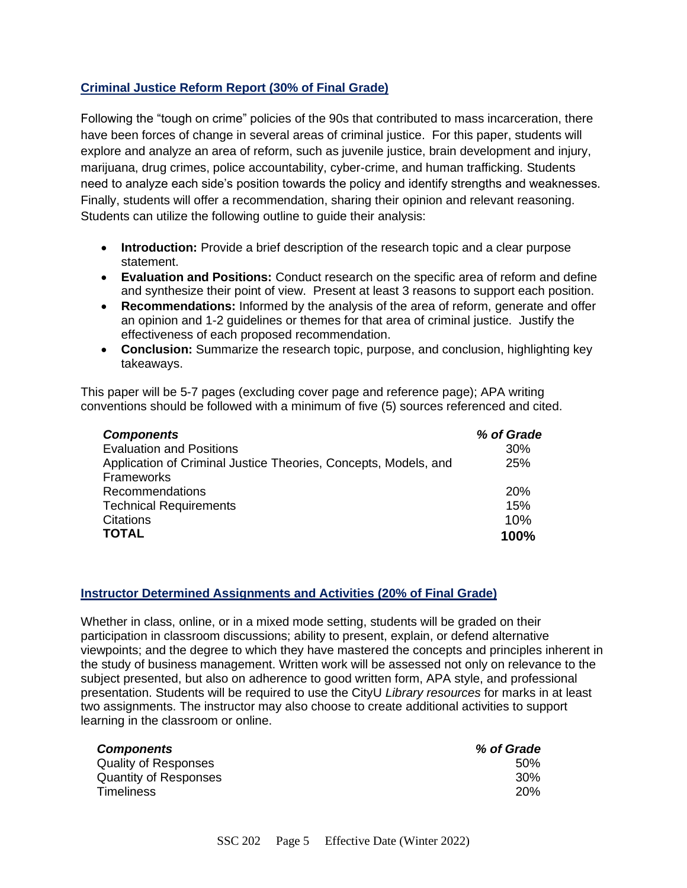## Criminal Justice Reform Report (30% of Final Grade)

Following the "tough on crime" policies of the 90s that contributed to mass incarceration, there have been forces of change in several areas of criminal justice. For this paper, students will explore and analyze an area of reform, such as juvenile justice, brain development and injury, marijuana, drug crimes, police accountability, cyber-crime, and human trafficking. Students need to analyze each side's position towards the policy and identify strengths and weaknesses. Finally, students will offer a recommendation, sharing their opinion and relevant reasoning. Students can utilize the following outline to guide their analysis:

- **Introduction:** Provide a brief description of the research topic and a clear purpose statement.
- **Evaluation and Positions:** Conduct research on the specific area of reform and define and synthesize their point of view. Present at least 3 reasons to support each position.
- **Recommendations:** Informed by the analysis of the area of reform, generate and offer an opinion and 1-2 guidelines or themes for that area of criminal justice. Justify the effectiveness of each proposed recommendation.
- **Conclusion:** Summarize the research topic, purpose, and conclusion, highlighting key takeaways.

This paper will be 5-7 pages (excluding cover page and reference page); APA writing conventions should be followed with a minimum of five (5) sources referenced and cited.

| ***Components*** | ***% of Grade*** |
|---|---|
| Evaluation and Positions | 30% |
| Application of Criminal Justice Theories, Concepts, Models, and Frameworks | 25% |
| Recommendations | 20% |
| Technical Requirements | 15% |
| Citations | 10% |
| **TOTAL** | **100%** |

## Instructor Determined Assignments and Activities (20% of Final Grade)

Whether in class, online, or in a mixed mode setting, students will be graded on their participation in classroom discussions; ability to present, explain, or defend alternative viewpoints; and the degree to which they have mastered the concepts and principles inherent in the study of business management. Written work will be assessed not only on relevance to the subject presented, but also on adherence to good written form, APA style, and professional presentation. Students will be required to use the CityU *Library resources* for marks in at least two assignments. The instructor may also choose to create additional activities to support learning in the classroom or online.

| ***Components*** | ***% of Grade*** |
|---|---|
| Quality of Responses | 50% |
| Quantity of Responses | 30% |
| Timeliness | 20% |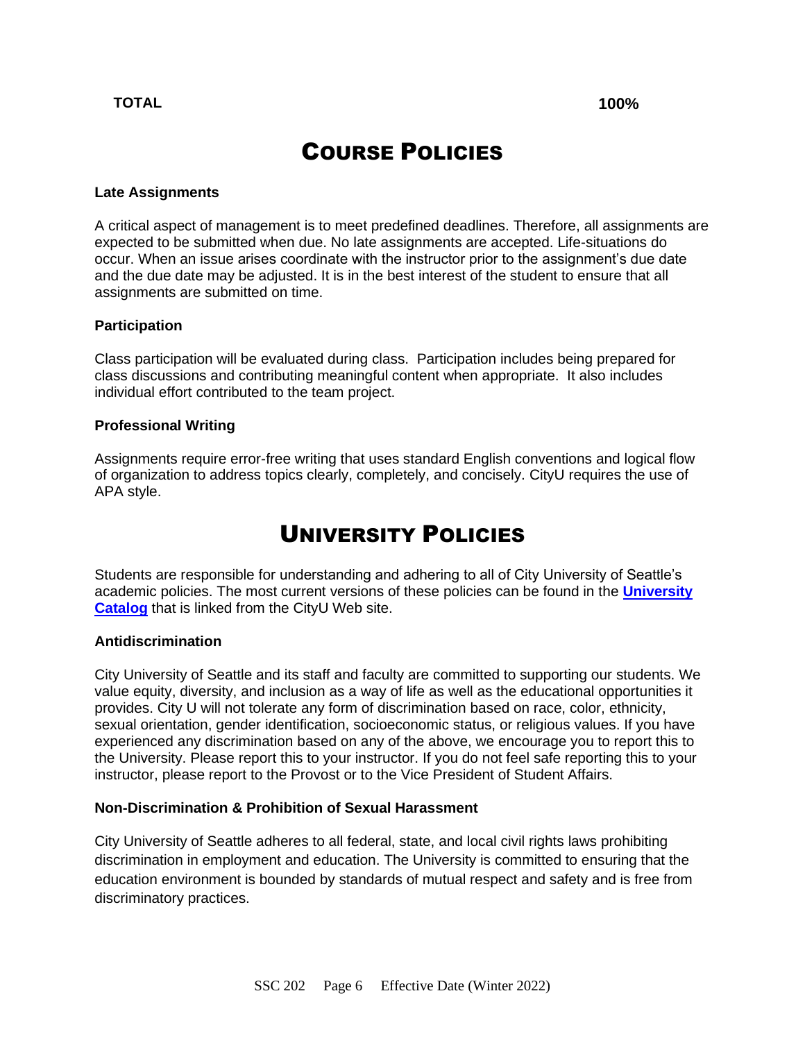| **TOTAL** | **100%** |
|---|---|

# Course Policies

**Late Assignments**

A critical aspect of management is to meet predefined deadlines. Therefore, all assignments are expected to be submitted when due. No late assignments are accepted. Life-situations do occur. When an issue arises coordinate with the instructor prior to the assignment's due date and the due date may be adjusted. It is in the best interest of the student to ensure that all assignments are submitted on time.

**Participation**

Class participation will be evaluated during class. Participation includes being prepared for class discussions and contributing meaningful content when appropriate. It also includes individual effort contributed to the team project.

**Professional Writing**

Assignments require error-free writing that uses standard English conventions and logical flow of organization to address topics clearly, completely, and concisely. CityU requires the use of APA style.

# University Policies

Students are responsible for understanding and adhering to all of City University of Seattle's academic policies. The most current versions of these policies can be found in the **University Catalog** that is linked from the CityU Web site.

**Antidiscrimination**

City University of Seattle and its staff and faculty are committed to supporting our students. We value equity, diversity, and inclusion as a way of life as well as the educational opportunities it provides. City U will not tolerate any form of discrimination based on race, color, ethnicity, sexual orientation, gender identification, socioeconomic status, or religious values. If you have experienced any discrimination based on any of the above, we encourage you to report this to the University. Please report this to your instructor. If you do not feel safe reporting this to your instructor, please report to the Provost or to the Vice President of Student Affairs.

**Non-Discrimination & Prohibition of Sexual Harassment**

City University of Seattle adheres to all federal, state, and local civil rights laws prohibiting discrimination in employment and education. The University is committed to ensuring that the education environment is bounded by standards of mutual respect and safety and is free from discriminatory practices.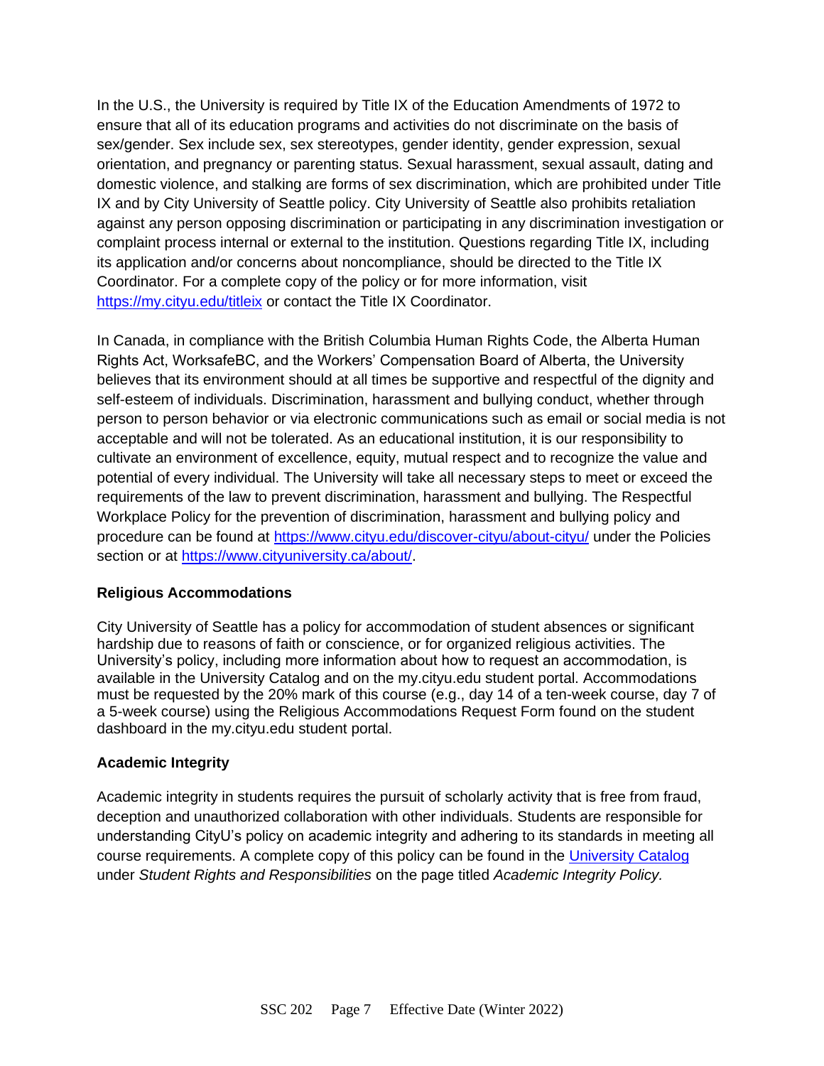In the U.S., the University is required by Title IX of the Education Amendments of 1972 to ensure that all of its education programs and activities do not discriminate on the basis of sex/gender. Sex include sex, sex stereotypes, gender identity, gender expression, sexual orientation, and pregnancy or parenting status. Sexual harassment, sexual assault, dating and domestic violence, and stalking are forms of sex discrimination, which are prohibited under Title IX and by City University of Seattle policy. City University of Seattle also prohibits retaliation against any person opposing discrimination or participating in any discrimination investigation or complaint process internal or external to the institution. Questions regarding Title IX, including its application and/or concerns about noncompliance, should be directed to the Title IX Coordinator. For a complete copy of the policy or for more information, visit [https://my.cityu.edu/titleix](https://my.cityu.edu/titleix) or contact the Title IX Coordinator.

In Canada, in compliance with the British Columbia Human Rights Code, the Alberta Human Rights Act, WorksafeBC, and the Workers' Compensation Board of Alberta, the University believes that its environment should at all times be supportive and respectful of the dignity and self-esteem of individuals. Discrimination, harassment and bullying conduct, whether through person to person behavior or via electronic communications such as email or social media is not acceptable and will not be tolerated. As an educational institution, it is our responsibility to cultivate an environment of excellence, equity, mutual respect and to recognize the value and potential of every individual. The University will take all necessary steps to meet or exceed the requirements of the law to prevent discrimination, harassment and bullying. The Respectful Workplace Policy for the prevention of discrimination, harassment and bullying policy and procedure can be found at [https://www.cityu.edu/discover-cityu/about-cityu/](https://www.cityu.edu/discover-cityu/about-cityu/) under the Policies section or at [https://www.cityuniversity.ca/about/](https://www.cityuniversity.ca/about/).

**Religious Accommodations**

City University of Seattle has a policy for accommodation of student absences or significant hardship due to reasons of faith or conscience, or for organized religious activities. The University's policy, including more information about how to request an accommodation, is available in the University Catalog and on the my.cityu.edu student portal. Accommodations must be requested by the 20% mark of this course (e.g., day 14 of a ten-week course, day 7 of a 5-week course) using the Religious Accommodations Request Form found on the student dashboard in the my.cityu.edu student portal.

**Academic Integrity**

Academic integrity in students requires the pursuit of scholarly activity that is free from fraud, deception and unauthorized collaboration with other individuals. Students are responsible for understanding CityU's policy on academic integrity and adhering to its standards in meeting all course requirements. A complete copy of this policy can be found in the University Catalog under *Student Rights and Responsibilities* on the page titled *Academic Integrity Policy.*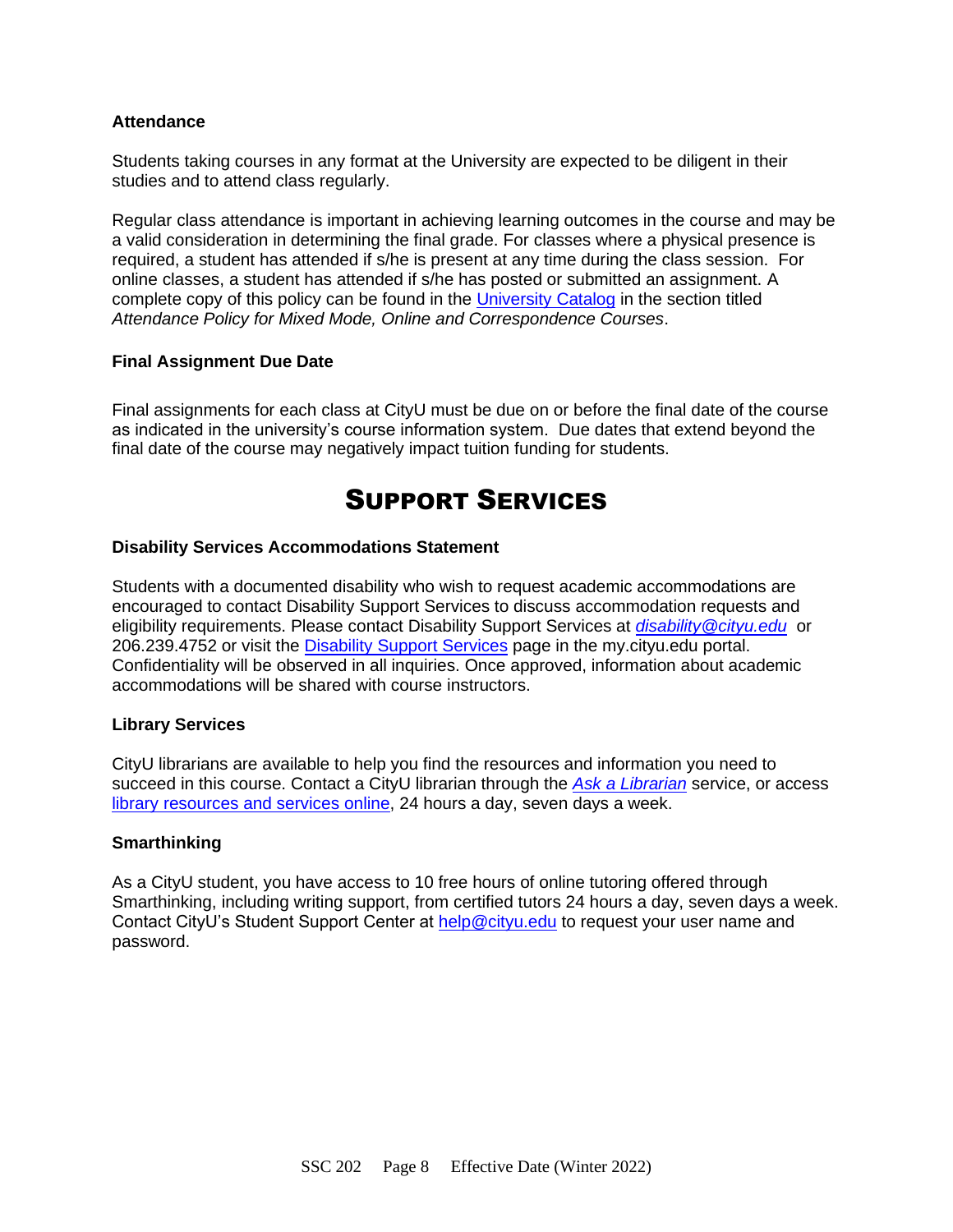### Attendance

Students taking courses in any format at the University are expected to be diligent in their studies and to attend class regularly.

Regular class attendance is important in achieving learning outcomes in the course and may be a valid consideration in determining the final grade. For classes where a physical presence is required, a student has attended if s/he is present at any time during the class session. For online classes, a student has attended if s/he has posted or submitted an assignment. A complete copy of this policy can be found in the University Catalog in the section titled *Attendance Policy for Mixed Mode, Online and Correspondence Courses*.

### Final Assignment Due Date

Final assignments for each class at CityU must be due on or before the final date of the course as indicated in the university's course information system. Due dates that extend beyond the final date of the course may negatively impact tuition funding for students.

## Support Services

### Disability Services Accommodations Statement

Students with a documented disability who wish to request academic accommodations are encouraged to contact Disability Support Services to discuss accommodation requests and eligibility requirements. Please contact Disability Support Services at *disability@cityu.edu* or 206.239.4752 or visit the Disability Support Services page in the my.cityu.edu portal. Confidentiality will be observed in all inquiries. Once approved, information about academic accommodations will be shared with course instructors.

### Library Services

CityU librarians are available to help you find the resources and information you need to succeed in this course. Contact a CityU librarian through the *Ask a Librarian* service, or access library resources and services online, 24 hours a day, seven days a week.

### Smarthinking

As a CityU student, you have access to 10 free hours of online tutoring offered through Smarthinking, including writing support, from certified tutors 24 hours a day, seven days a week. Contact CityU's Student Support Center at help@cityu.edu to request your user name and password.